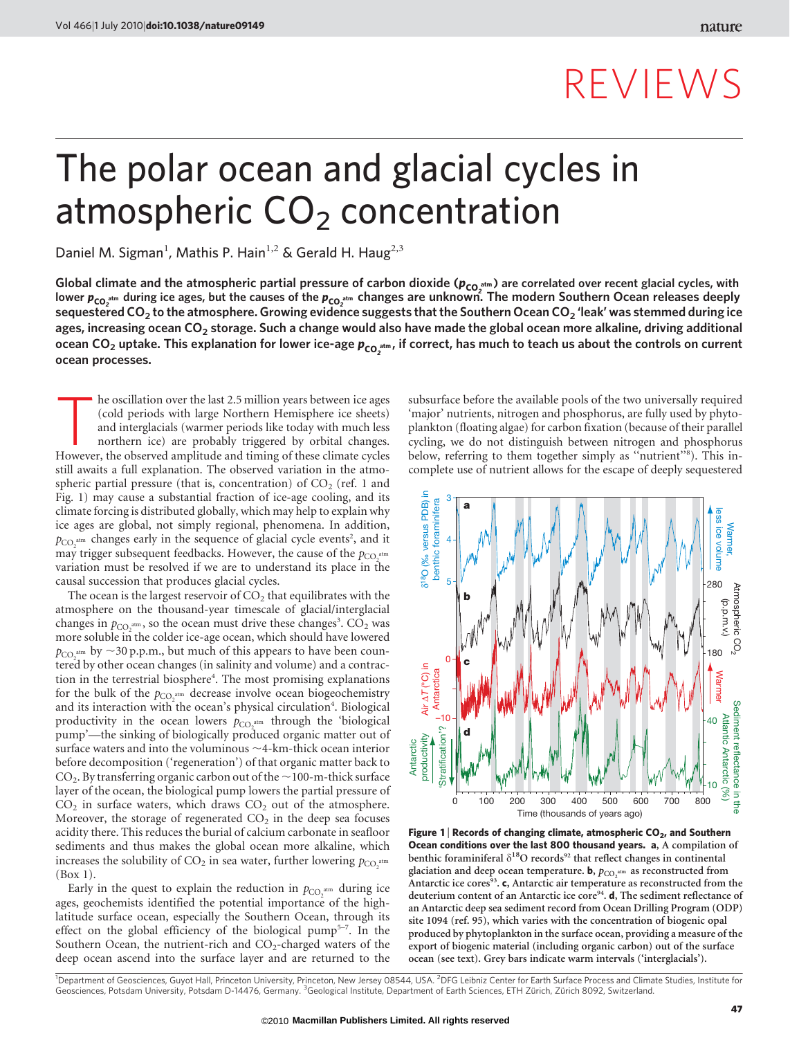# The polar ocean and glacial cycles in atmospheric $CO_2$ concentration

Daniel M. Sigman[1], Mathis P. Hain[1,2] & Gerald H. Haug[2,3]

**Global climate and the atmospheric partial pressure of carbon dioxide ($p_{CO_2^{atm}}$) are correlated over recent glacial cycles, with lower $p_{CO_2^{atm}}$ during ice ages, but the causes of the $p_{CO_2^{atm}}$ changes are unknown. The modern Southern Ocean releases deeply sequestered $CO_2$ to the atmosphere. Growing evidence suggests that the Southern Ocean $CO_2$ 'leak' was stemmed during ice ages, increasing ocean $CO_2$ storage. Such a change would also have made the global ocean more alkaline, driving additional ocean $CO_2$ uptake. This explanation for lower ice-age $p_{CO_2^{atm}}$, if correct, has much to teach us about the controls on current ocean processes.**

The oscillation over the last 2.5 million years between ice ages (cold periods with large Northern Hemisphere ice sheets) and interglacials (warmer Northern periods like today with much less northern ice) are probably triggered by orbital changes. However, the observed amplitude and timing of these climate cycles still awaits a full explanation. The observed variation in the atmospheric partial pressure (that is, concentration) of $CO_2$ (ref. 1 and Fig. 1) may cause a substantial fraction of ice-age cooling, and its climate forcing is distributed globally, which may help to explain why ice ages are global, not simply regional, phenomena. In addition, $p_{CO_2^{atm}}$ changes early in the sequence of glacial cycle events[2], and it may trigger subsequent feedbacks. However, the cause of the $p_{CO_2^{atm}}$ variation must be resolved if we are to understand its place in the causal succession that produces glacial cycles.

The ocean is the largest reservoir of $CO_2$ that equilibrates with the atmosphere on the thousand-year timescale of glacial/interglacial changes in $p_{CO_2^{atm}}$, so the ocean must drive these changes[3]. $CO_2$ was more soluble in the colder ice-age ocean, which should have lowered $p_{CO_2^{atm}}$ by ~30 p.p.m., but much of this appears to have been countered by other ocean changes (in salinity and volume) and a contraction in the terrestrial biosphere[4]. The most promising explanations for the bulk of the $p_{CO_2^{atm}}$ decrease involve ocean biogeochemistry and its interaction with the ocean's physical circulation[4]. Biological productivity in the ocean lowers $p_{CO_2^{atm}}$ through the 'biological pump'—the sinking of biologically produced organic matter out of surface waters and into the voluminous ~4-km-thick ocean interior before decomposition ('regeneration') of that organic matter back to $CO_2$. By transferring organic carbon out of the ~100-m-thick surface layer of the ocean, the biological pump lowers the partial pressure of $CO_2$ in surface waters, which draws $CO_2$ out of the atmosphere. Moreover, the storage of regenerated $CO_2$ in the deep sea focuses acidity there. This reduces the burial of calcium carbonate in seafloor sediments and thus makes the global ocean more alkaline, which increases the solubility of $CO_2$ in sea water, further lowering $p_{CO_2^{atm}}$ (Box 1).

Early in the quest to explain the reduction in $p_{CO_2^{atm}}$ during ice ages, geochemists identified the potential importance of the high-latitude surface ocean, especially the Southern Ocean, through its effect on the global efficiency of the biological pump[5–7]. In the Southern Ocean, the nutrient-rich and $CO_2$-charged waters of the deep ocean ascend into the surface layer and are returned to the subsurface before the available pools of the two universally required 'major' nutrients, nitrogen and phosphorus, are fully used by phytoplankton (floating algae) for carbon fixation (because of their parallel cycling, we do not distinguish between nitrogen and phosphorus below, referring to them together simply as "nutrient"[8]). This incomplete use of nutrient allows for the escape of deeply sequestered

**Figure 1 | Records of changing climate, atmospheric $CO_2$, and Southern Ocean conditions over the last 800 thousand years. a,** A compilation of benthic foraminiferal $\delta^{18}O$ records[92] that reflect changes in continental glaciation and deep ocean temperature. **b,** $p_{CO_2^{atm}}$ as reconstructed from Antarctic ice cores[93]. **c,** Antarctic air temperature as reconstructed from the deuterium content of an Antarctic ice core[94]. **d,** The sediment reflectance of an Antarctic deep sea sediment record from Ocean Drilling Program (ODP) site 1094 (ref. 95), which varies with the concentration of biogenic opal produced by phytoplankton in the surface ocean, providing a measure of the export of biogenic material (including organic carbon) out of the surface ocean (see text). Grey bars indicate warm intervals ('interglacials').

[1]Department of Geosciences, Guyot Hall, Princeton University, Princeton, New Jersey 08544, USA. [2]DFG Leibniz Center for Earth Surface Process and Climate Studies, Institute for Geosciences, Potsdam University, Potsdam D-14476, Germany. [3]Geological Institute, Department of Earth Sciences, ETH Zürich, Zürich 8092, Switzerland.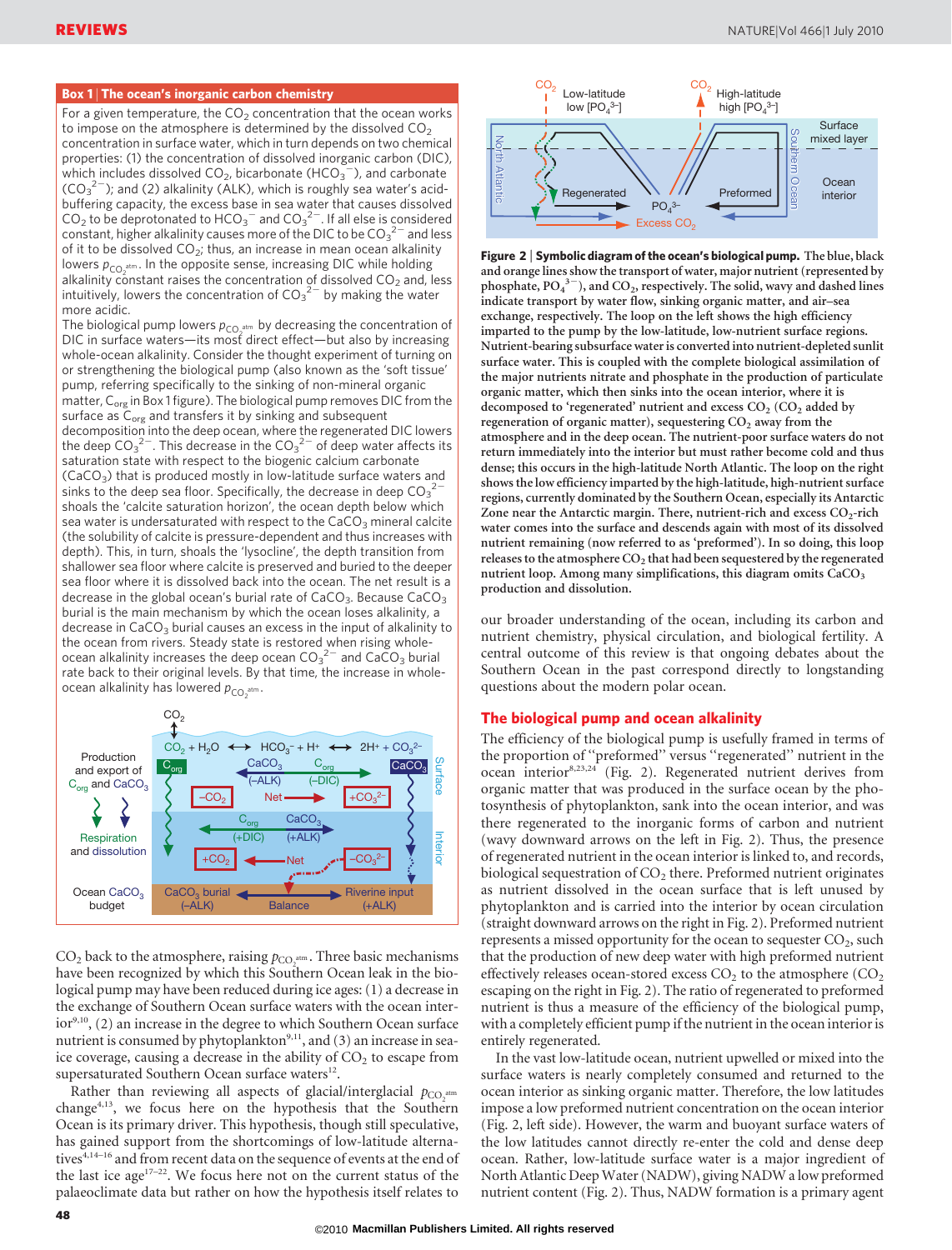### Box 1 | The ocean's inorganic carbon chemistry

For a given temperature, the $CO_2$ concentration that the ocean works to impose on the atmosphere is determined by the dissolved $CO_2$ concentration in surface water, which in turn depends on two chemical properties: (1) the concentration of dissolved inorganic carbon (DIC), which includes dissolved $CO_2$, bicarbonate ($HCO_3^-$), and carbonate ($CO_3^{2-}$); and (2) alkalinity (ALK), which is roughly sea water's acid-buffering capacity, the excess base in sea water that causes dissolved $CO_2$ to be deprotonated to $HCO_3^-$ and $CO_3^{2-}$. If all else is considered constant, higher alkalinity causes more of the DIC to be $CO_3^{2-}$ and less of it to be dissolved $CO_2$; thus, an increase in mean ocean alkalinity lowers $p_{CO_2^{atm}}$. In the opposite sense, increasing DIC while holding alkalinity constant raises the concentration of dissolved $CO_2$ and, less intuitively, lowers the concentration of $CO_3^{2-}$ by making the water more acidic.

The biological pump lowers $p_{CO_2^{atm}}$ by decreasing the concentration of DIC in surface waters—its most direct effect—but also by increasing whole-ocean alkalinity. Consider the thought experiment of turning on or strengthening the biological pump (also known as the 'soft tissue' pump, referring specifically to the sinking of non-mineral organic matter, $C_{org}$ in Box 1 figure). The biological pump removes DIC from the surface as $C_{org}$ and transfers it by sinking and subsequent decomposition into the deep ocean, where the regenerated DIC lowers the deep $CO_3^{2-}$. This decrease in the $CO_3^{2-}$ of deep water affects its saturation state with respect to the biogenic calcium carbonate ($CaCO_3$) that is produced mostly in low-latitude surface waters and sinks to the deep sea floor. Specifically, the decrease in deep $CO_3^{2-}$ shoals the 'calcite saturation horizon', the ocean depth below which sea water is undersaturated with respect to the $CaCO_3$ mineral calcite (the solubility of calcite is pressure-dependent and thus increases with depth). This, in turn, shoals the 'lysocline', the depth transition from shallower sea floor where calcite is preserved and buried to the deeper sea floor where it is dissolved back into the ocean. The net result is a decrease in the global ocean's burial rate of $CaCO_3$. Because $CaCO_3$ burial is the main mechanism by which the ocean loses alkalinity, a decrease in $CaCO_3$ burial causes an excess in the input of alkalinity to the ocean from rivers. Steady state is restored when rising whole-ocean alkalinity increases the deep ocean $CO_3^{2-}$ and $CaCO_3$ burial rate back to their original levels. By that time, the increase in whole-ocean alkalinity has lowered $p_{CO_2^{atm}}$.

$CO_2$ back to the atmosphere, raising $p_{CO_2^{atm}}$. Three basic mechanisms have been recognized by which this Southern Ocean leak in the biological pump may have been reduced during ice ages: (1) a decrease in the exchange of Southern Ocean surface waters with the ocean interior[9,10], (2) an increase in the degree to which Southern Ocean surface nutrient is consumed by phytoplankton[9,11], and (3) an increase in sea-ice coverage, causing a decrease in the ability of $CO_2$ to escape from supersaturated Southern Ocean surface waters[12].

Rather than reviewing all aspects of glacial/interglacial $p_{CO_2^{atm}}$ change[4,13], we focus here on the hypothesis that the Southern Ocean is its primary driver. This hypothesis, though still speculative, has gained support from the shortcomings of low-latitude alternatives[4,14–16] and from recent data on the sequence of events at the end of the last ice age[17–22]. We focus here not on the current status of the palaeoclimate data but rather on how the hypothesis itself relates to

**Figure 2 | Symbolic diagram of the ocean's biological pump.** The blue, black and orange lines show the transport of water, major nutrient (represented by phosphate, $PO_4^{3-}$), and $CO_2$, respectively. The solid, wavy and dashed lines indicate transport by water flow, sinking organic matter, and air–sea exchange, respectively. The loop on the left shows the high efficiency imparted to the pump by the low-latitude, low-nutrient surface regions. Nutrient-bearing subsurface water is converted into nutrient-depleted sunlit surface water. This is coupled with the complete biological assimilation of the major nutrients nitrate and phosphate in the production of particulate organic matter, which then sinks into the ocean interior, where it is decomposed to 'regenerated' nutrient and excess $CO_2$ ($CO_2$ added by regeneration of organic matter), sequestering $CO_2$ away from the atmosphere and in the deep ocean. The nutrient-poor surface waters do not return immediately into the interior but must rather become cold and thus dense; this occurs in the high-latitude North Atlantic. The loop on the right shows the low efficiency imparted by the high-latitude, high-nutrient surface regions, currently dominated by the Southern Ocean, especially its Antarctic Zone near the Antarctic margin. There, nutrient-rich and excess $CO_2$-rich water comes into the surface and descends again with most of its dissolved nutrient remaining (now referred to as 'preformed'). In so doing, this loop releases to the atmosphere $CO_2$ that had been sequestered by the regenerated nutrient loop. Among many simplifications, this diagram omits $CaCO_3$ production and dissolution.

our broader understanding of the ocean, including its carbon and nutrient chemistry, physical circulation, and biological fertility. A central outcome of this review is that ongoing debates about the Southern Ocean in the past correspond directly to longstanding questions about the modern polar ocean.

## The biological pump and ocean alkalinity

The efficiency of the biological pump is usefully framed in terms of the proportion of "preformed" versus "regenerated" nutrient in the ocean interior[8,23,24] (Fig. 2). Regenerated nutrient derives from organic matter that was produced in the surface ocean by the photosynthesis of phytoplankton, sank into the ocean interior, and was there regenerated to the inorganic forms of carbon and nutrient (wavy downward arrows on the left in Fig. 2). Thus, the presence of regenerated nutrient in the ocean interior is linked to, and records, biological sequestration of $CO_2$ there. Preformed nutrient originates as nutrient dissolved in the ocean surface that is left unused by phytoplankton and is carried into the interior by ocean circulation (straight downward arrows on the right in Fig. 2). Preformed nutrient represents a missed opportunity for the ocean to sequester $CO_2$, such that the production of new deep water with high preformed nutrient effectively releases ocean-stored excess $CO_2$ to the atmosphere ($CO_2$ escaping on the right in Fig. 2). The ratio of regenerated to preformed nutrient is thus a measure of the efficiency of the biological pump, with a completely efficient pump if the nutrient in the ocean interior is entirely regenerated.

In the vast low-latitude ocean, nutrient upwelled or mixed into the surface waters is nearly completely consumed and returned to the ocean interior as sinking organic matter. Therefore, the low latitudes impose a low preformed nutrient concentration on the ocean interior (Fig. 2, left side). However, the warm and buoyant surface waters of the low latitudes cannot directly re-enter the cold and dense deep ocean. Rather, low-latitude surface water is a major ingredient of North Atlantic Deep Water (NADW), giving NADW a low preformed nutrient content (Fig. 2). Thus, NADW formation is a primary agent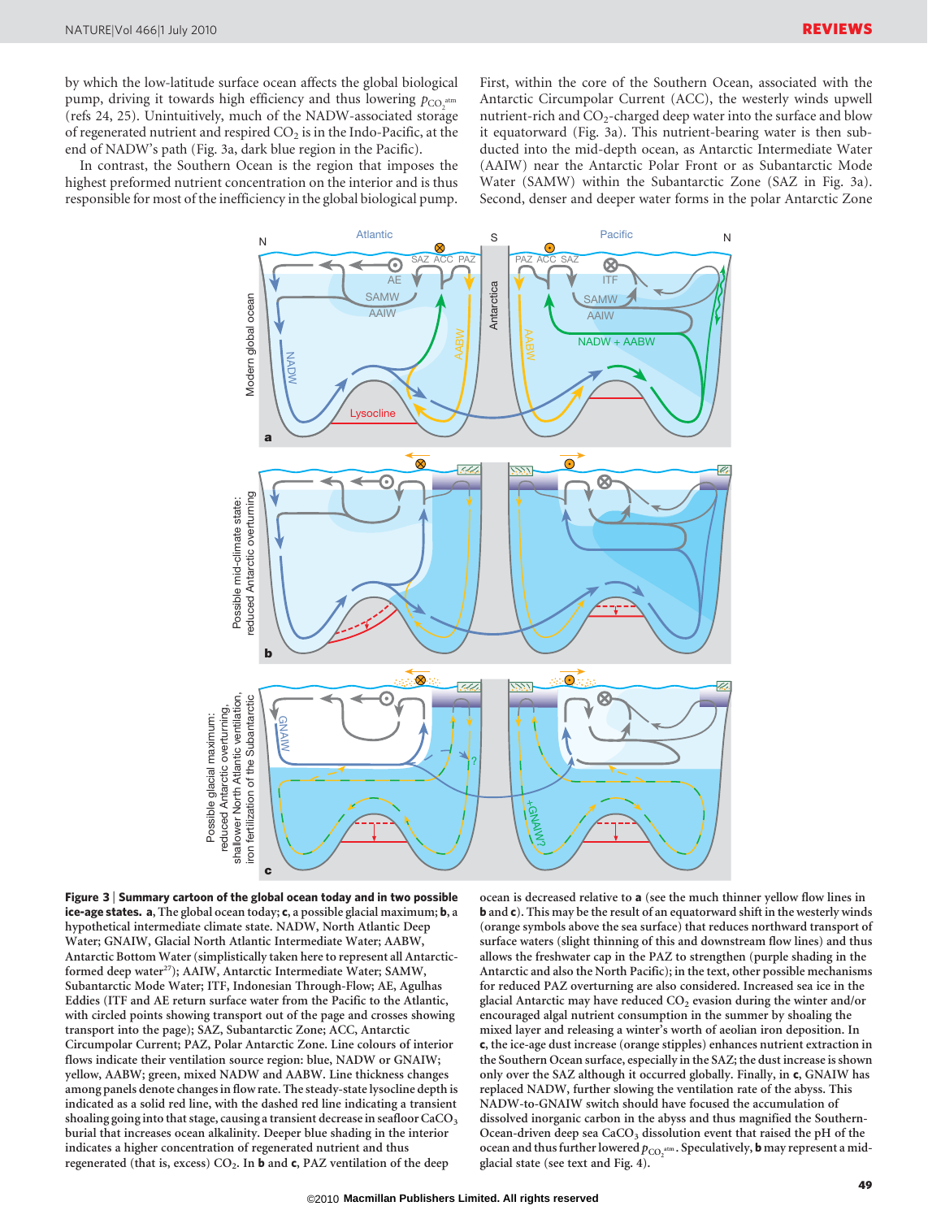by which the low-latitude surface ocean affects the global biological pump, driving it towards high efficiency and thus lowering $p_{CO_2^{atm}}$ (refs 24, 25). Unintuitively, much of the NADW-associated storage of regenerated nutrient and respired $CO_2$ is in the Indo-Pacific, at the end of NADW's path (Fig. 3a, dark blue region in the Pacific).

In contrast, the Southern Ocean is the region that imposes the highest preformed nutrient concentration on the interior and is thus responsible for most of the inefficiency in the global biological pump. First, within the core of the Southern Ocean, associated with the Antarctic Circumpolar Current (ACC), the westerly winds upwell nutrient-rich and $CO_2$-charged deep water into the surface and blow it equatorward (Fig. 3a). This nutrient-bearing water is then subducted into the mid-depth ocean, as Antarctic Intermediate Water (AAIW) near the Antarctic Polar Front or as Subantarctic Mode Water (SAMW) within the Subantarctic Zone (SAZ in Fig. 3a). Second, denser and deeper water forms in the polar Antarctic Zone

**Figure 3 | Summary cartoon of the global ocean today and in two possible ice-age states. a**, The global ocean today; **c**, a possible glacial maximum; **b**, a hypothetical intermediate climate state. NADW, North Atlantic Deep Water; GNAIW, Glacial North Atlantic Intermediate Water; AABW, Antarctic Bottom Water (simplistically taken here to represent all Antarctic-formed deep water[27]); AAIW, Antarctic Intermediate Water; SAMW, Subantarctic Mode Water; ITF, Indonesian Through-Flow; AE, Agulhas Eddies (ITF and AE return surface water from the Pacific to the Atlantic, with circled points showing transport out of the page and crosses showing transport into the page); SAZ, Subantarctic Zone; ACC, Antarctic Circumpolar Current; PAZ, Polar Antarctic Zone. Line colours of interior flows indicate their ventilation source region: blue, NADW or GNAIW; yellow, AABW; green, mixed NADW and AABW. Line thickness changes among panels denote changes in flow rate. The steady-state lysocline depth is indicated as a solid red line, with the dashed red line indicating a transient shoaling going into that stage, causing a transient decrease in seafloor $CaCO_3$ burial that increases ocean alkalinity. Deeper blue shading in the interior indicates a higher concentration of regenerated nutrient and thus regenerated (that is, excess) $CO_2$. In **b** and **c**, PAZ ventilation of the deep ocean is decreased relative to **a** (see the much thinner yellow flow lines in **b** and **c**). This may be the result of an equatorward shift in the westerly winds (orange symbols above the sea surface) that reduces northward transport of surface waters (slight thinning of this and downstream flow lines) and thus allows the freshwater cap in the PAZ to strengthen (purple shading in the Antarctic and also the North Pacific); in the text, other possible mechanisms for reduced PAZ overturning are also considered. Increased sea ice in the glacial Antarctic may have reduced $CO_2$ evasion during the winter and/or encouraged algal nutrient consumption in the summer by shoaling the mixed layer and releasing a winter's worth of aeolian iron deposition. In **c**, the ice-age dust increase (orange stipples) enhances nutrient extraction in the Southern Ocean surface, especially in the SAZ; the dust increase is shown only over the SAZ although it occurred globally. Finally, in **c**, GNAIW has replaced NADW, further slowing the ventilation rate of the abyss. This NADW-to-GNAIW switch should have focused the accumulation of dissolved inorganic carbon in the abyss and thus magnified the Southern-Ocean-driven deep sea $CaCO_3$ dissolution event that raised the pH of the ocean and thus further lowered $p_{CO_2^{atm}}$. Speculatively, **b** may represent a mid-glacial state (see text and Fig. 4).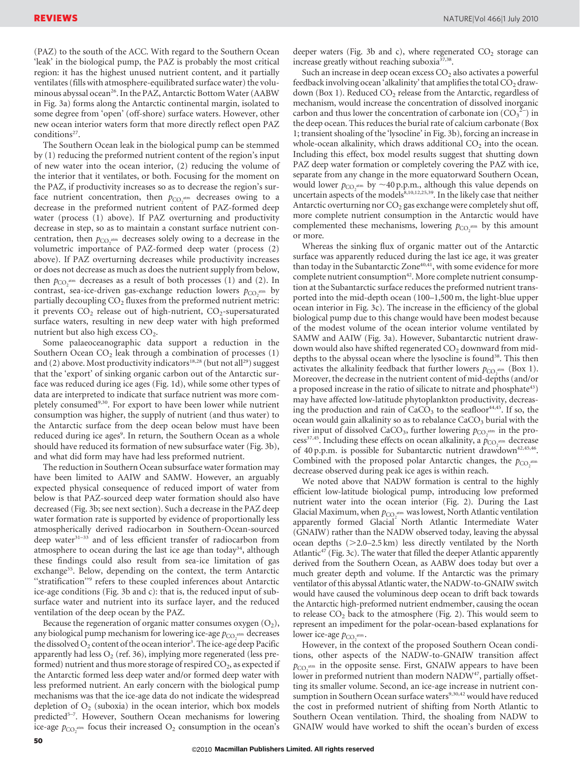(PAZ) to the south of the ACC. With regard to the Southern Ocean 'leak' in the biological pump, the PAZ is probably the most critical region: it has the highest unused nutrient content, and it partially ventilates (fills with atmosphere-equilibrated surface water) the voluminous abyssal ocean[26]. In the PAZ, Antarctic Bottom Water (AABW in Fig. 3a) forms along the Antarctic continental margin, isolated to some degree from 'open' (off-shore) surface waters. However, other new ocean interior waters form that more directly reflect open PAZ conditions[27].

The Southern Ocean leak in the biological pump can be stemmed by (1) reducing the preformed nutrient content of the region's input of new water into the ocean interior, (2) reducing the volume of the interior that it ventilates, or both. Focusing for the moment on the PAZ, if productivity increases so as to decrease the region's surface nutrient concentration, then $p_{CO_2^{atm}}$ decreases owing to a decrease in the preformed nutrient content of PAZ-formed deep water (process (1) above). If PAZ overturning and productivity decrease in step, so as to maintain a constant surface nutrient concentration, then $p_{CO_2^{atm}}$ decreases solely owing to a decrease in the volumetric importance of PAZ-formed deep water (process (2) above). If PAZ overturning decreases while productivity increases or does not decrease as much as does the nutrient supply from below, then $p_{CO_2^{atm}}$ decreases as a result of both processes (1) and (2). In contrast, sea-ice-driven gas-exchange reduction lowers $p_{CO_2^{atm}}$ by partially decoupling $CO_2$ fluxes from the preformed nutrient metric: it prevents $CO_2$ release out of high-nutrient, $CO_2$-supersaturated surface waters, resulting in new deep water with high preformed nutrient but also high excess $CO_2$.

Some palaeoceanographic data support a reduction in the Southern Ocean $CO_2$ leak through a combination of processes (1) and (2) above. Most productivity indicators[18,28] (but not all[29]) suggest that the 'export' of sinking organic carbon out of the Antarctic surface was reduced during ice ages (Fig. 1d), while some other types of data are interpreted to indicate that surface nutrient was more completely consumed[9,30]. For export to have been lower while nutrient consumption was higher, the supply of nutrient (and thus water) to the Antarctic surface from the deep ocean below must have been reduced during ice ages[9]. In return, the Southern Ocean as a whole should have reduced its formation of new subsurface water (Fig. 3b), and what did form may have had less preformed nutrient.

The reduction in Southern Ocean subsurface water formation may have been limited to AAIW and SAMW. However, an arguably expected physical consequence of reduced import of water from below is that PAZ-sourced deep water formation should also have decreased (Fig. 3b; see next section). Such a decrease in the PAZ deep water formation rate is supported by evidence of proportionally less atmospherically derived radiocarbon in Southern-Ocean-sourced deep water[31–33] and of less efficient transfer of radiocarbon from atmosphere to ocean during the last ice age than today[34], although these findings could also result from sea-ice limitation of gas exchange[35]. Below, depending on the context, the term Antarctic "stratification"[9] refers to these coupled inferences about Antarctic ice-age conditions (Fig. 3b and c): that is, the reduced input of subsurface water and nutrient into its surface layer, and the reduced ventilation of the deep ocean by the PAZ.

Because the regeneration of organic matter consumes oxygen ($O_2$), any biological pump mechanism for lowering ice-age $p_{CO_2^{atm}}$ decreases the dissolved $O_2$ content of the ocean interior[3]. The ice-age deep Pacific apparently had less $O_2$ (ref. 36), implying more regenerated (less preformed) nutrient and thus more storage of respired $CO_2$, as expected if the Antarctic formed less deep water and/or formed deep water with less preformed nutrient. An early concern with the biological pump mechanisms was that the ice-age data do not indicate the widespread depletion of $O_2$ (suboxia) in the ocean interior, which box models predicted[5–7]. However, Southern Ocean mechanisms for lowering ice-age $p_{CO_2^{atm}}$ focus their increased $O_2$ consumption in the ocean's deeper waters (Fig. 3b and c), where regenerated $CO_2$ storage can increase greatly without reaching suboxia[37,38].

Such an increase in deep ocean excess $CO_2$ also activates a powerful feedback involving ocean 'alkalinity' that amplifies the total $CO_2$ drawdown (Box 1). Reduced $CO_2$ release from the Antarctic, regardless of mechanism, would increase the concentration of dissolved inorganic carbon and thus lower the concentration of carbonate ion ($CO_3^{2-}$) in the deep ocean. This reduces the burial rate of calcium carbonate (Box 1; transient shoaling of the 'lysocline' in Fig. 3b), forcing an increase in whole-ocean alkalinity, which draws additional $CO_2$ into the ocean. Including this effect, box model results suggest that shutting down PAZ deep water formation or completely covering the PAZ with ice, separate from any change in the more equatorward Southern Ocean, would lower $p_{CO_2^{atm}}$ by ~40 p.p.m., although this value depends on uncertain aspects of the models[8,10,12,25,39]. In the likely case that neither Antarctic overturning nor $CO_2$ gas exchange were completely shut off, more complete nutrient consumption in the Antarctic would have complemented these mechanisms, lowering $p_{CO_2^{atm}}$ by this amount or more.

Whereas the sinking flux of organic matter out of the Antarctic surface was apparently reduced during the last ice age, it was greater than today in the Subantarctic Zone[40,41], with some evidence for more complete nutrient consumption[42]. More complete nutrient consumption at the Subantarctic surface reduces the preformed nutrient transported into the mid-depth ocean (100–1,500 m, the light-blue upper ocean interior in Fig. 3c). The increase in the efficiency of the global biological pump due to this change would have been modest because of the modest volume of the ocean interior volume ventilated by SAMW and AAIW (Fig. 3a). However, Subantarctic nutrient drawdown would also have shifted regenerated $CO_2$ downward from mid-depths to the abyssal ocean where the lysocline is found[38]. This then activates the alkalinity feedback that further lowers $p_{CO_2^{atm}}$ (Box 1). Moreover, the decrease in the nutrient content of mid-depths (and/or a proposed increase in the ratio of silicate to nitrate and phosphate[43]) may have affected low-latitude phytoplankton productivity, decreasing the production and rain of $CaCO_3$ to the seafloor[44,45]. If so, the ocean would gain alkalinity so as to rebalance $CaCO_3$ burial with the river input of dissolved $CaCO_3$, further lowering $p_{CO_2^{atm}}$ in the process[37,45]. Including these effects on ocean alkalinity, a $p_{CO_2^{atm}}$ decrease of 40 p.p.m. is possible for Subantarctic nutrient drawdown[42,45,46]. Combined with the proposed polar Antarctic changes, the $p_{CO_2^{atm}}$ decrease observed during peak ice ages is within reach.

We noted above that NADW formation is central to the highly efficient low-latitude biological pump, introducing low preformed nutrient water into the ocean interior (Fig. 2). During the Last Glacial Maximum, when $p_{CO_2^{atm}}$ was lowest, North Atlantic ventilation apparently formed Glacial North Atlantic Intermediate Water (GNAIW) rather than the NADW observed today, leaving the abyssal ocean depths (>2.0–2.5 km) less directly ventilated by the North Atlantic[47] (Fig. 3c). The water that filled the deeper Atlantic apparently derived from the Southern Ocean, as AABW does today but over a much greater depth and volume. If the Antarctic was the primary ventilator of this abyssal Atlantic water, the NADW-to-GNAIW switch would have caused the voluminous deep ocean to drift back towards the Antarctic high-preformed nutrient endmember, causing the ocean to release $CO_2$ back to the atmosphere (Fig. 2). This would seem to represent an impediment for the polar-ocean-based explanations for lower ice-age $p_{CO_2^{atm}}$.

However, in the context of the proposed Southern Ocean conditions, other aspects of the NADW-to-GNAIW transition affect $p_{CO_2^{atm}}$ in the opposite sense. First, GNAIW appears to have been lower in preformed nutrient than modern NADW[47], partially offsetting its smaller volume. Second, an ice-age increase in nutrient consumption in Southern Ocean surface waters[9,30,42] would have reduced the cost in preformed nutrient of shifting from North Atlantic to Southern Ocean ventilation. Third, the shoaling from NADW to GNAIW would have worked to shift the ocean's burden of excess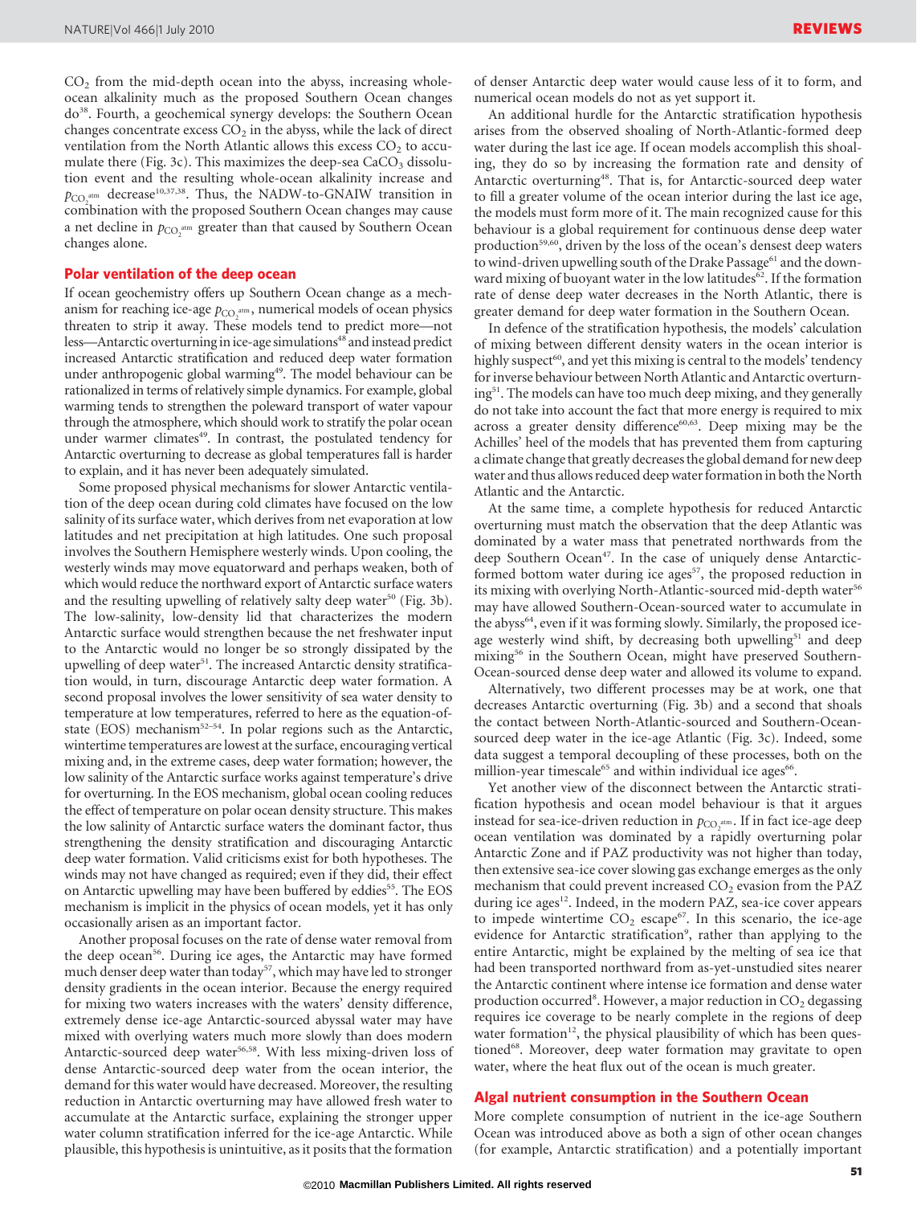$CO_2$ from the mid-depth ocean into the abyss, increasing whole-ocean alkalinity much as the proposed Southern Ocean changes do[38]. Fourth, a geochemical synergy develops: the Southern Ocean changes concentrate excess $CO_2$ in the abyss, while the lack of direct ventilation from the North Atlantic allows this excess $CO_2$ to accumulate there (Fig. 3c). This maximizes the deep-sea $CaCO_3$ dissolution event and the resulting whole-ocean alkalinity increase and $p_{CO_2^{atm}}$ decrease[10,37,38]. Thus, the NADW-to-GNAIW transition in combination with the proposed Southern Ocean changes may cause a net decline in $p_{CO_2^{atm}}$ greater than that caused by Southern Ocean changes alone.

## Polar ventilation of the deep ocean

If ocean geochemistry offers up Southern Ocean change as a mechanism for reaching ice-age $p_{CO_2^{atm}}$, numerical models of ocean physics threaten to strip it away. These models tend to predict more—not less—Antarctic overturning in ice-age simulations[48] and instead predict increased Antarctic stratification and reduced deep water formation under anthropogenic global warming[49]. The model behaviour can be rationalized in terms of relatively simple dynamics. For example, global warming tends to strengthen the poleward transport of water vapour through the atmosphere, which should work to stratify the polar ocean under warmer climates[49]. In contrast, the postulated tendency for Antarctic overturning to decrease as global temperatures fall is harder to explain, and it has never been adequately simulated.

Some proposed physical mechanisms for slower Antarctic ventilation of the deep ocean during cold climates have focused on the low salinity of its surface water, which derives from net evaporation at low latitudes and net precipitation at high latitudes. One such proposal involves the Southern Hemisphere westerly winds. Upon cooling, the westerly winds may move equatorward and perhaps weaken, both of which would reduce the northward export of Antarctic surface waters and the resulting upwelling of relatively salty deep water[50] (Fig. 3b). The low-salinity, low-density lid that characterizes the modern Antarctic surface would strengthen because the net freshwater input to the Antarctic would no longer be so strongly dissipated by the upwelling of deep water[51]. The increased Antarctic density stratification would, in turn, discourage Antarctic deep water formation. A second proposal involves the lower sensitivity of sea water density to temperature at low temperatures, referred to here as the equation-of-state (EOS) mechanism[52–54]. In polar regions such as the Antarctic, wintertime temperatures are lowest at the surface, encouraging vertical mixing and, in the extreme cases, deep water formation; however, the low salinity of the Antarctic surface works against temperature's drive for overturning. In the EOS mechanism, global ocean cooling reduces the effect of temperature on polar ocean density structure. This makes the low salinity of Antarctic surface waters the dominant factor, thus strengthening the density stratification and discouraging Antarctic deep water formation. Valid criticisms exist for both hypotheses. The winds may not have changed as required; even if they did, their effect on Antarctic upwelling may have been buffered by eddies[55]. The EOS mechanism is implicit in the physics of ocean models, yet it has only occasionally arisen as an important factor.

Another proposal focuses on the rate of dense water removal from the deep ocean[56]. During ice ages, the Antarctic may have formed much denser deep water than today[57], which may have led to stronger density gradients in the ocean interior. Because the energy required for mixing two waters increases with the waters' density difference, extremely dense ice-age Antarctic-sourced abyssal water may have mixed with overlying waters much more slowly than does modern Antarctic-sourced deep water[56,58]. With less mixing-driven loss of dense Antarctic-sourced deep water from the ocean interior, the demand for this water would have decreased. Moreover, the resulting reduction in Antarctic overturning may have allowed fresh water to accumulate at the Antarctic surface, explaining the stronger upper water column stratification inferred for the ice-age Antarctic. While plausible, this hypothesis is unintuitive, as it posits that the formation of denser Antarctic deep water would cause less of it to form, and numerical ocean models do not as yet support it.

An additional hurdle for the Antarctic stratification hypothesis arises from the observed shoaling of North-Atlantic-formed deep water during the last ice age. If ocean models accomplish this shoaling, they do so by increasing the formation rate and density of Antarctic overturning[48]. That is, for Antarctic-sourced deep water to fill a greater volume of the ocean interior during the last ice age, the models must form more of it. The main recognized cause for this behaviour is a global requirement for continuous dense deep water production[59,60], driven by the loss of the ocean's densest deep waters to wind-driven upwelling south of the Drake Passage[61] and the downward mixing of buoyant water in the low latitudes[62]. If the formation rate of dense deep water decreases in the North Atlantic, there is greater demand for deep water formation in the Southern Ocean.

In defence of the stratification hypothesis, the models' calculation of mixing between different density waters in the ocean interior is highly suspect[60], and yet this mixing is central to the models' tendency for inverse behaviour between North Atlantic and Antarctic overturning[51]. The models can have too much deep mixing, and they generally do not take into account the fact that more energy is required to mix across a greater density difference[60,63]. Deep mixing may be the Achilles' heel of the models that has prevented them from capturing a climate change that greatly decreases the global demand for new deep water and thus allows reduced deep water formation in both the North Atlantic and the Antarctic.

At the same time, a complete hypothesis for reduced Antarctic overturning must match the observation that the deep Atlantic was dominated by a water mass that penetrated northwards from the deep Southern Ocean[47]. In the case of uniquely dense Antarctic-formed bottom water during ice ages[57], the proposed reduction in its mixing with overlying North-Atlantic-sourced mid-depth water[56] may have allowed Southern-Ocean-sourced water to accumulate in the abyss[64], even if it was forming slowly. Similarly, the proposed ice-age westerly wind shift, by decreasing both upwelling[51] and deep mixing[56] in the Southern Ocean, might have preserved Southern-Ocean-sourced dense deep water and allowed its volume to expand.

Alternatively, two different processes may be at work, one that decreases Antarctic overturning (Fig. 3b) and a second that shoals the contact between North-Atlantic-sourced and Southern-Ocean-sourced deep water in the ice-age Atlantic (Fig. 3c). Indeed, some data suggest a temporal decoupling of these processes, both on the million-year timescale[65] and within individual ice ages[66].

Yet another view of the disconnect between the Antarctic stratification hypothesis and ocean model behaviour is that it argues instead for sea-ice-driven reduction in $p_{CO_2^{atm}}$. If in fact ice-age deep ocean ventilation was dominated by a rapidly overturning polar Antarctic Zone and if PAZ productivity was not higher than today, then extensive sea-ice cover slowing gas exchange emerges as the only mechanism that could prevent increased $CO_2$ evasion from the PAZ during ice ages[12]. Indeed, in the modern PAZ, sea-ice cover appears to impede wintertime $CO_2$ escape[67]. In this scenario, the ice-age evidence for Antarctic stratification[9], rather than applying to the entire Antarctic, might be explained by the melting of sea ice that had been transported northward from as-yet-unstudied sites nearer the Antarctic continent where intense ice formation and dense water production occurred[8]. However, a major reduction in $CO_2$ degassing requires ice coverage to be nearly complete in the regions of deep water formation[12], the physical plausibility of which has been questioned[68]. Moreover, deep water formation may gravitate to open water, where the heat flux out of the ocean is much greater.

## Algal nutrient consumption in the Southern Ocean

More complete consumption of nutrient in the ice-age Southern Ocean was introduced above as both a sign of other ocean changes (for example, Antarctic stratification) and a potentially important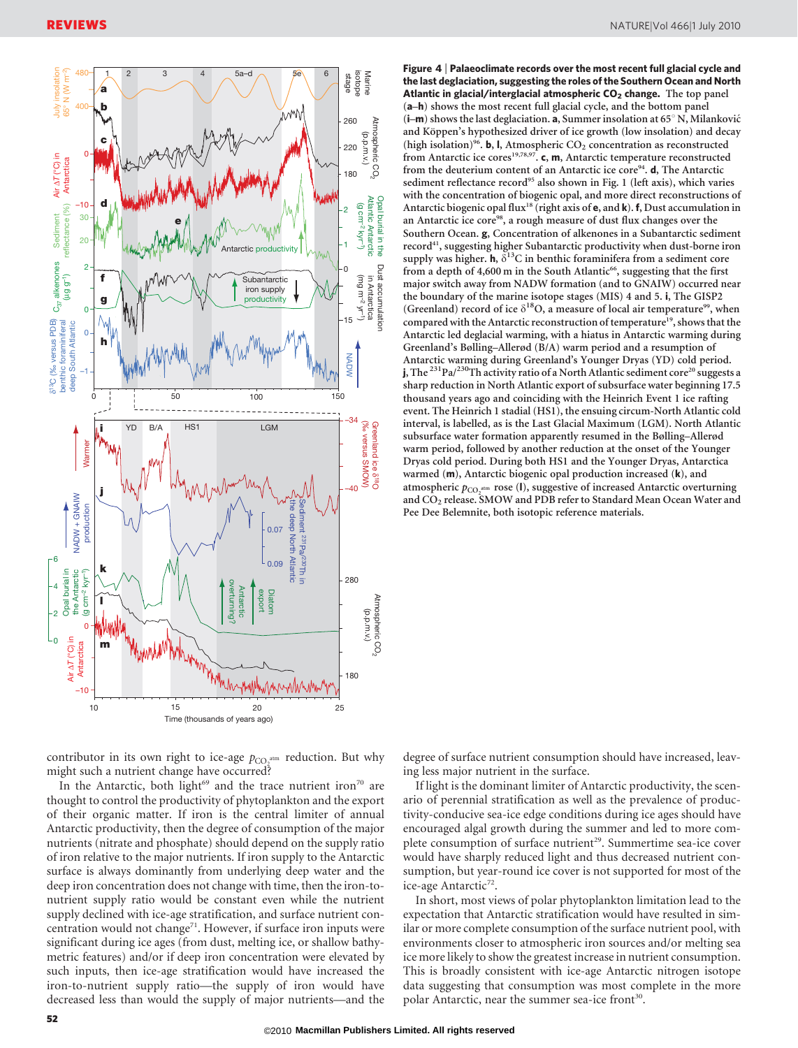**Figure 4 | Palaeoclimate records over the most recent full glacial cycle and the last deglaciation, suggesting the roles of the Southern Ocean and North Atlantic in glacial/interglacial atmospheric $CO_2$ change.** The top panel (**a**–**h**) shows the most recent full glacial cycle, and the bottom panel (**i**–**m**) shows the last deglaciation. **a**, Summer insolation at 65° N, Milanković and Köppen's hypothesized driver of ice growth (low insolation) and decay (high isolation)[96]. **b**, **l**, Atmospheric $CO_2$ concentration as reconstructed from Antarctic ice cores[19,78,97]. **c**, **m**, Antarctic temperature reconstructed from the deuterium content of an Antarctic ice core[94]. **d**, The Antarctic sediment reflectance record[95] also shown in Fig. 1 (left axis), which varies with the concentration of biogenic opal, and more direct reconstructions of Antarctic biogenic opal flux[18] (right axis of **e**, and **k**). **f**, Dust accumulation in an Antarctic ice core[98], a rough measure of dust flux changes over the Southern Ocean. **g**, Concentration of alkenones in a Subantarctic sediment record[41], suggesting higher Subantarctic productivity when dust-borne iron supply was higher. **h**, $\delta^{13}C$ in benthic foraminifera from a sediment core from a depth of 4,600 m in the South Atlantic[66], suggesting that the first major switch away from NADW formation (and to GNAIW) occurred near the boundary of the marine isotope stages (MIS) 4 and 5. **i**, The GISP2 (Greenland) record of ice $\delta^{18}O$, a measure of local air temperature[99], when compared with the Antarctic reconstruction of temperature[19], shows that the Antarctic led deglacial warming, with a hiatus in Antarctic warming during Greenland's Bølling–Allerød (B/A) warm period and a resumption of Antarctic warming during Greenland's Younger Dryas (YD) cold period. **j**, The $^{231}Pa/^{230}Th$ activity ratio of a North Atlantic sediment core[20] suggests a sharp reduction in North Atlantic export of subsurface water beginning 17.5 thousand years ago and coinciding with the Heinrich Event 1 ice rafting event. The Heinrich 1 stadial (HS1), the ensuing circum-North Atlantic cold interval, is labelled, as is the Last Glacial Maximum (LGM). North Atlantic subsurface water formation apparently resumed in the Bølling–Allerød warm period, followed by another reduction at the onset of the Younger Dryas cold period. During both HS1 and the Younger Dryas, Antarctica warmed (**m**), Antarctic biogenic opal production increased (**k**), and atmospheric $p_{CO_2^{atm}}$ rose (**l**), suggestive of increased Antarctic overturning and $CO_2$ release. SMOW and PDB refer to Standard Mean Ocean Water and Pee Dee Belemnite, both isotopic reference materials.

contributor in its own right to ice-age $p_{CO_2^{atm}}$ reduction. But why might such a nutrient change have occurred?

In the Antarctic, both light[69] and the trace nutrient iron[70] are thought to control the productivity of phytoplankton and the export of their organic matter. If iron is the central limiter of annual Antarctic productivity, then the degree of consumption of the major nutrients (nitrate and phosphate) should depend on the supply ratio of iron relative to the major nutrients. If iron supply to the Antarctic surface is always dominantly from underlying deep water and the deep iron concentration does not change with time, then the iron-to-nutrient supply ratio would be constant even while the nutrient supply declined with ice-age stratification, and surface nutrient concentration would not change[71]. However, if surface iron inputs were significant during ice ages (from dust, melting ice, or shallow bathymetric features) and/or if deep iron concentration were elevated by such inputs, then ice-age stratification would have increased the iron-to-nutrient supply ratio—the supply of iron would have decreased less than would the supply of major nutrients—and the degree of surface nutrient consumption should have increased, leaving less major nutrient in the surface.

If light is the dominant limiter of Antarctic productivity, the scenario of perennial stratification as well as the prevalence of productivity-conducive sea-ice edge conditions during ice ages should have encouraged algal growth during the summer and led to more complete consumption of surface nutrient[29]. Summertime sea-ice cover would have sharply reduced light and thus decreased nutrient consumption, but year-round ice cover is not supported for most of the ice-age Antarctic[72].

In short, most views of polar phytoplankton limitation lead to the expectation that Antarctic stratification would have resulted in similar or more complete consumption of the surface nutrient pool, with environments closer to atmospheric iron sources and/or melting sea ice more likely to show the greatest increase in nutrient consumption. This is broadly consistent with ice-age Antarctic nitrogen isotope data suggesting that consumption was most complete in the more polar Antarctic, near the summer sea-ice front[30].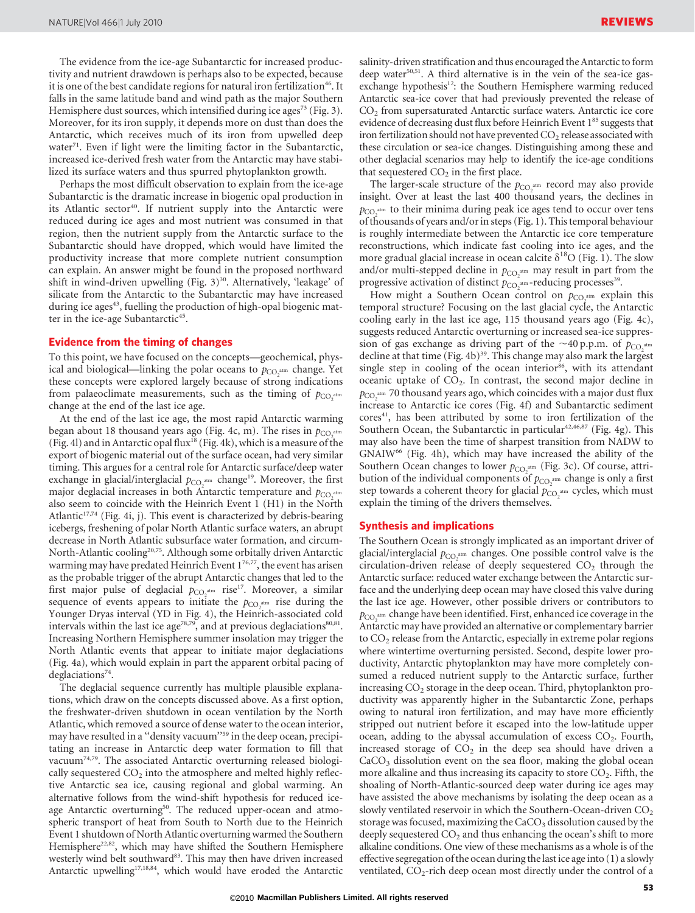The evidence from the ice-age Subantarctic for increased productivity and nutrient drawdown is perhaps also to be expected, because it is one of the best candidate regions for natural iron fertilization[46]. It falls in the same latitude band and wind path as the major Southern Hemisphere dust sources, which intensified during ice ages[73] (Fig. 3). Moreover, for its iron supply, it depends more on dust than does the Antarctic, which receives much of its iron from upwelled deep water[71]. Even if light were the limiting factor in the Subantarctic, increased ice-derived fresh water from the Antarctic may have stabilized its surface waters and thus spurred phytoplankton growth.

Perhaps the most difficult observation to explain from the ice-age Subantarctic is the dramatic increase in biogenic opal production in its Atlantic sector[40]. If nutrient supply into the Antarctic were reduced during ice ages and most nutrient was consumed in that region, then the nutrient supply from the Antarctic surface to the Subantarctic should have dropped, which would have limited the productivity increase that more complete nutrient consumption can explain. An answer might be found in the proposed northward shift in wind-driven upwelling (Fig. 3)[30]. Alternatively, 'leakage' of silicate from the Antarctic to the Subantarctic may have increased during ice ages[43], fuelling the production of high-opal biogenic matter in the ice-age Subantarctic[45].

## Evidence from the timing of changes

To this point, we have focused on the concepts—geochemical, physical and biological—linking the polar oceans to $p_{CO_2^{atm}}$ change. Yet these concepts were explored largely because of strong indications from palaeoclimate measurements, such as the timing of $p_{CO_2^{atm}}$ change at the end of the last ice age.

At the end of the last ice age, the most rapid Antarctic warming began about 18 thousand years ago (Fig. 4c, m). The rises in $p_{CO_2^{atm}}$ (Fig. 4l) and in Antarctic opal flux[18] (Fig. 4k), which is a measure of the export of biogenic material out of the surface ocean, had very similar timing. This argues for a central role for Antarctic surface/deep water exchange in glacial/interglacial $p_{CO_2^{atm}}$ change[19]. Moreover, the first major deglacial increases in both Antarctic temperature and $p_{CO_2^{atm}}$ also seem to coincide with the Heinrich Event 1 (H1) in the North Atlantic[17,74] (Fig. 4i, j). This event is characterized by debris-bearing icebergs, freshening of polar North Atlantic surface waters, an abrupt decrease in North Atlantic subsurface water formation, and circum-North-Atlantic cooling[20,75]. Although some orbitally driven Antarctic warming may have predated Heinrich Event 1[76,77], the event has arisen as the probable trigger of the abrupt Antarctic changes that led to the first major pulse of deglacial $p_{CO_2^{atm}}$ rise[17]. Moreover, a similar sequence of events appears to initiate the $p_{CO_2^{atm}}$ rise during the Younger Dryas interval (YD in Fig. 4), the Heinrich-associated cold intervals within the last ice age[78,79], and at previous deglaciations[80,81]. Increasing Northern Hemisphere summer insolation may trigger the North Atlantic events that appear to initiate major deglaciations (Fig. 4a), which would explain in part the apparent orbital pacing of deglaciations[74].

The deglacial sequence currently has multiple plausible explanations, which draw on the concepts discussed above. As a first option, the freshwater-driven shutdown in ocean ventilation by the North Atlantic, which removed a source of dense water to the ocean interior, may have resulted in a "density vacuum"[59] in the deep ocean, precipitating an increase in Antarctic deep water formation to fill that vacuum[74,79]. The associated Antarctic overturning released biologically sequestered $CO_2$ into the atmosphere and melted highly reflective Antarctic sea ice, causing regional and global warming. An alternative follows from the wind-shift hypothesis for reduced ice-age Antarctic overturning[50]. The reduced upper-ocean and atmospheric transport of heat from South to North due to the Heinrich Event 1 shutdown of North Atlantic overturning warmed the Southern Hemisphere[22,82], which may have shifted the Southern Hemisphere westerly wind belt southward[83]. This may then have driven increased Antarctic upwelling[17,18,84], which would have eroded the Antarctic salinity-driven stratification and thus encouraged the Antarctic to form deep water[50,51]. A third alternative is in the vein of the sea-ice gas-exchange hypothesis[12]: the Southern Hemisphere warming reduced Antarctic sea-ice cover that had previously prevented the release of $CO_2$ from supersaturated Antarctic surface waters. Antarctic ice core evidence of decreasing dust flux before Heinrich Event 1[85] suggests that iron fertilization should not have prevented $CO_2$ release associated with these circulation or sea-ice changes. Distinguishing among these and other deglacial scenarios may help to identify the ice-age conditions that sequestered $CO_2$ in the first place.

The larger-scale structure of the $p_{CO_2^{atm}}$ record may also provide insight. Over at least the last 400 thousand years, the declines in $p_{CO_2^{atm}}$ to their minima during peak ice ages tend to occur over tens of thousands of years and/or in steps (Fig. 1). This temporal behaviour is roughly intermediate between the Antarctic ice core temperature reconstructions, which indicate fast cooling into ice ages, and the more gradual glacial increase in ocean calcite $\delta^{18}O$ (Fig. 1). The slow and/or multi-stepped decline in $p_{CO_2^{atm}}$ may result in part from the progressive activation of distinct $p_{CO_2^{atm}}$-reducing processes[39].

How might a Southern Ocean control on $p_{CO_2^{atm}}$ explain this temporal structure? Focusing on the last glacial cycle, the Antarctic cooling early in the last ice age, 115 thousand years ago (Fig. 4c), suggests reduced Antarctic overturning or increased sea-ice suppression of gas exchange as driving part of the ~40 p.p.m. of $p_{CO_2^{atm}}$ decline at that time (Fig. 4b)[39]. This change may also mark the largest single step in cooling of the ocean interior[86], with its attendant oceanic uptake of $CO_2$. In contrast, the second major decline in $p_{CO_2^{atm}}$ 70 thousand years ago, which coincides with a major dust flux increase to Antarctic ice cores (Fig. 4f) and Subantarctic sediment cores[41], has been attributed by some to iron fertilization of the Southern Ocean, the Subantarctic in particular[42,46,87] (Fig. 4g). This may also have been the time of sharpest transition from NADW to GNAIW[66] (Fig. 4h), which may have increased the ability of the Southern Ocean changes to lower $p_{CO_2^{atm}}$ (Fig. 3c). Of course, attribution of the individual components of $p_{CO_2^{atm}}$ change is only a first step towards a coherent theory for glacial $p_{CO_2^{atm}}$ cycles, which must explain the timing of the drivers themselves.

## Synthesis and implications

The Southern Ocean is strongly implicated as an important driver of glacial/interglacial $p_{CO_2^{atm}}$ changes. One possible control valve is the circulation-driven release of deeply sequestered $CO_2$ through the Antarctic surface: reduced water exchange between the Antarctic surface and the underlying deep ocean may have closed this valve during the last ice age. However, other possible drivers or contributors to $p_{CO_2^{atm}}$ change have been identified. First, enhanced ice coverage in the Antarctic may have provided an alternative or complementary barrier to $CO_2$ release from the Antarctic, especially in extreme polar regions where wintertime overturning persisted. Second, despite lower productivity, Antarctic phytoplankton may have more completely consumed a reduced nutrient supply to the Antarctic surface, further increasing $CO_2$ storage in the deep ocean. Third, phytoplankton productivity was apparently higher in the Subantarctic Zone, perhaps owing to natural iron fertilization, and may have more efficiently stripped out nutrient before it escaped into the low-latitude upper ocean, adding to the abyssal accumulation of excess $CO_2$. Fourth, increased storage of $CO_2$ in the deep sea should have driven a $CaCO_3$ dissolution event on the sea floor, making the global ocean more alkaline and thus increasing its capacity to store $CO_2$. Fifth, the shoaling of North-Atlantic-sourced deep water during ice ages may have assisted the above mechanisms by isolating the deep ocean as a slowly ventilated reservoir in which the Southern-Ocean-driven $CO_2$ storage was focused, maximizing the $CaCO_3$ dissolution caused by the deeply sequestered $CO_2$ and thus enhancing the ocean's shift to more alkaline conditions. One view of these mechanisms as a whole is of the effective segregation of the ocean during the last ice age into (1) a slowly ventilated, $CO_2$-rich deep ocean most directly under the control of a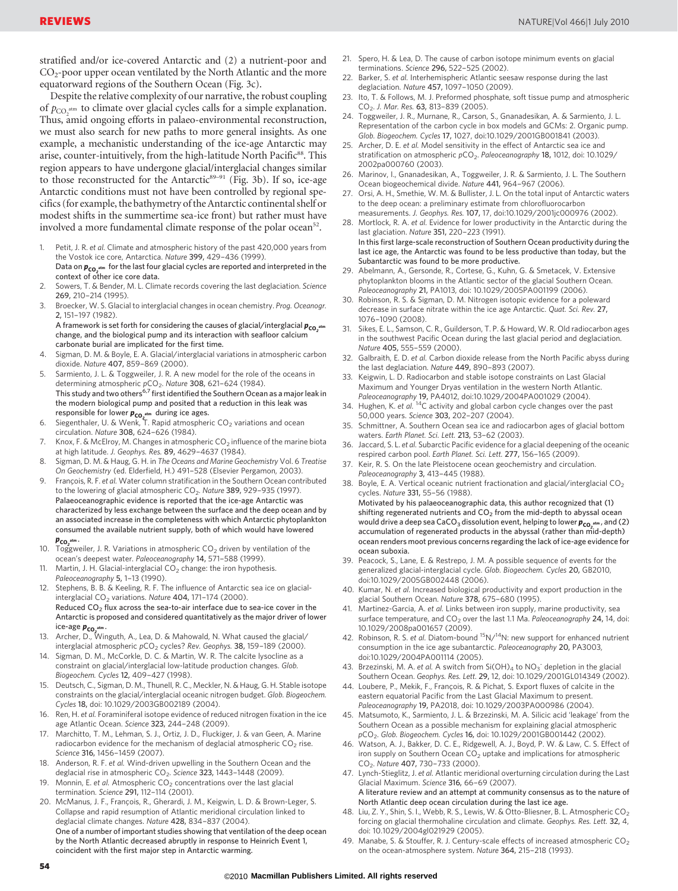stratified and/or ice-covered Antarctic and (2) a nutrient-poor and $CO_2$-poor upper ocean ventilated by the North Atlantic and the more equatorward regions of the Southern Ocean (Fig. 3c).

Despite the relative complexity of our narrative, the robust coupling of $p_{CO_2^{atm}}$ to climate over glacial cycles calls for a simple explanation. Thus, amid ongoing efforts in palaeo-environmental reconstruction, we must also search for new paths to more general insights. As one example, a mechanistic understanding of the ice-age Antarctic may arise, counter-intuitively, from the high-latitude North Pacific[88]. This region appears to have undergone glacial/interglacial changes similar to those reconstructed for the Antarctic[89–91] (Fig. 3b). If so, ice-age Antarctic conditions must not have been controlled by regional specifics (for example, the bathymetry of the Antarctic continental shelf or modest shifts in the summertime sea-ice front) but rather must have involved a more fundamental climate response of the polar ocean[52].

1. Petit, J. R. *et al.* Climate and atmospheric history of the past 420,000 years from the Vostok ice core, Antarctica. *Nature* **399,** 429–436 (1999).
   **Data on $p_{CO_2^{atm}}$ for the last four glacial cycles are reported and interpreted in the context of other ice core data.**
2. Sowers, T. & Bender, M. L. Climate records covering the last deglaciation. *Science* **269,** 210–214 (1995).
3. Broecker, W. S. Glacial to interglacial changes in ocean chemistry. *Prog. Oceanogr.* **2,** 151–197 (1982).
   **A framework is set forth for considering the causes of glacial/interglacial $p_{CO_2^{atm}}$ change, and the biological pump and its interaction with seafloor calcium carbonate burial are implicated for the first time.**
4. Sigman, D. M. & Boyle, E. A. Glacial/interglacial variations in atmospheric carbon dioxide. *Nature* **407,** 859–869 (2000).
5. Sarmiento, J. L. & Toggweiler, J. R. A new model for the role of the oceans in determining atmospheric $pCO_2$. *Nature* **308,** 621–624 (1984).
   **This study and two others[6,7] first identified the Southern Ocean as a major leak in the modern biological pump and posited that a reduction in this leak was responsible for lower $p_{CO_2^{atm}}$ during ice ages.**
6. Siegenthaler, U. & Wenk, T. Rapid atmospheric $CO_2$ variations and ocean circulation. *Nature* **308,** 624–626 (1984).
7. Knox, F. & McElroy, M. Changes in atmospheric $CO_2$ influence of the marine biota at high latitude. *J. Geophys. Res.* **89,** 4629–4637 (1984).
8. Sigman, D. M. & Haug, G. H. in *The Oceans and Marine Geochemistry* Vol. 6 *Treatise On Geochemistry* (ed. Elderfield, H.) 491–528 (Elsevier Pergamon, 2003).
9. François, R. F. *et al.* Water column stratification in the Southern Ocean contributed to the lowering of glacial atmospheric $CO_2$. *Nature* **389,** 929–935 (1997).
   **Palaeoceanographic evidence is reported that the ice-age Antarctic was characterized by less exchange between the surface and the deep ocean and by an associated increase in the completeness with which Antarctic phytoplankton consumed the available nutrient supply, both of which would have lowered $p_{CO_2^{atm}}$.**
10. Toggweiler, J. R. Variations in atmospheric $CO_2$ driven by ventilation of the ocean's deepest water. *Paleoceanography* **14,** 571–588 (1999).
11. Martin, J. H. Glacial-interglacial $CO_2$ change: the iron hypothesis. *Paleoceanography* **5,** 1–13 (1990).
12. Stephens, B. B. & Keeling, R. F. The influence of Antarctic sea ice on glacial-interglacial $CO_2$ variations. *Nature* **404,** 171–174 (2000).
   **Reduced $CO_2$ flux across the sea-to-air interface due to sea-ice cover in the Antarctic is proposed and considered quantitatively as the major driver of lower ice-age $p_{CO_2^{atm}}$.**
13. Archer, D., Winguth, A., Lea, D. & Mahowald, N. What caused the glacial/interglacial atmospheric $pCO_2$ cycles? *Rev. Geophys.* **38,** 159–189 (2000).
14. Sigman, D. M., McCorkle, D. C. & Martin, W. R. The calcite lysocline as a constraint on glacial/interglacial low-latitude production changes. *Glob. Biogeochem. Cycles* **12,** 409–427 (1998).
15. Deutsch, C., Sigman, D. M., Thunell, R. C., Meckler, N. & Haug, G. H. Stable isotope constraints on the glacial/interglacial oceanic nitrogen budget. *Glob. Biogeochem. Cycles* **18,** doi: 10.1029/2003GB002189 (2004).
16. Ren, H. *et al.* Foraminiferal isotope evidence of reduced nitrogen fixation in the ice age Atlantic Ocean. *Science* **323,** 244–248 (2009).
17. Marchitto, T. M., Lehman, S. J., Ortiz, J. D., Fluckiger, J. & van Geen, A. Marine radiocarbon evidence for the mechanism of deglacial atmospheric $CO_2$ rise. *Science* **316,** 1456–1459 (2007).
18. Anderson, R. F. *et al.* Wind-driven upwelling in the Southern Ocean and the deglacial rise in atmospheric $CO_2$. *Science* **323,** 1443–1448 (2009).
19. Monnin, E. *et al.* Atmospheric $CO_2$ concentrations over the last glacial termination. *Science* **291,** 112–114 (2001).
20. McManus, J. F., François, R., Gherardi, J. M., Keigwin, L. D. & Brown-Leger, S. Collapse and rapid resumption of Atlantic meridional circulation linked to deglacial climate changes. *Nature* **428,** 834–837 (2004).
   **One of a number of important studies showing that ventilation of the deep ocean by the North Atlantic decreased abruptly in response to Heinrich Event 1, coincident with the first major step in Antarctic warming.**
21. Spero, H. & Lea, D. The cause of carbon isotope minimum events on glacial terminations. *Science* **296,** 522–525 (2002).
22. Barker, S. *et al.* Interhemispheric Atlantic seesaw response during the last deglaciation. *Nature* **457,** 1097–1050 (2009).
23. Ito, T. & Follows, M. J. Preformed phosphate, soft tissue pump and atmospheric $CO_2$. *J. Mar. Res.* **63,** 813–839 (2005).
24. Toggweiler, J. R., Murnane, R., Carson, S., Gnanadesikan, A. & Sarmiento, J. L. Representation of the carbon cycle in box models and GCMs: 2. Organic pump. *Glob. Biogeochem. Cycles* **17,** 1027, doi:10.1029/2001GB001841 (2003).
25. Archer, D. E. *et al.* Model sensitivity in the effect of Antarctic sea ice and stratification on atmospheric $pCO_2$. *Paleoceanography* **18,** 1012, doi: 10.1029/2002pa000760 (2003).
26. Marinov, I., Gnanadesikan, A., Toggweiler, J. R. & Sarmiento, J. L. The Southern Ocean biogeochemical divide. *Nature* **441,** 964–967 (2006).
27. Orsi, A. H., Smethie, W. M. & Bullister, J. L. On the total input of Antarctic waters to the deep ocean: a preliminary estimate from chlorofluorocarbon measurements. *J. Geophys. Res.* **107,** 17, doi:10.1029/2001jc000976 (2002).
28. Mortlock, R. A. *et al.* Evidence for lower productivity in the Antarctic during the last glaciation. *Nature* **351,** 220–223 (1991).
   **In this first large-scale reconstruction of Southern Ocean productivity during the last ice age, the Antarctic was found to be less productive than today, but the Subantarctic was found to be more productive.**
29. Abelmann, A., Gersonde, R., Cortese, G., Kuhn, G. & Smetacek, V. Extensive phytoplankton blooms in the Atlantic sector of the glacial Southern Ocean. *Paleoceanography* **21,** PA1013, doi: 10.1029/2005PA001199 (2006).
30. Robinson, R. S. & Sigman, D. M. Nitrogen isotopic evidence for a poleward decrease in surface nitrate within the ice age Antarctic. *Quat. Sci. Rev.* **27,** 1076–1090 (2008).
31. Sikes, E. L., Samson, C. R., Guilderson, T. P. & Howard, W. R. Old radiocarbon ages in the southwest Pacific Ocean during the last glacial period and deglaciation. *Nature* **405,** 555–559 (2000).
32. Galbraith, E. D. *et al.* Carbon dioxide release from the North Pacific abyss during the last deglaciation. *Nature* **449,** 890–893 (2007).
33. Keigwin, L. D. Radiocarbon and stable isotope constraints on Last Glacial Maximum and Younger Dryas ventilation in the western North Atlantic. *Paleoceanography* **19,** PA4012, doi:10.1029/2004PA001029 (2004).
34. Hughen, K. *et al.* $^{14}C$ activity and global carbon cycle changes over the past 50,000 years. *Science* **303,** 202–207 (2004).
35. Schmittner, A. Southern Ocean sea ice and radiocarbon ages of glacial bottom waters. *Earth Planet. Sci. Lett.* **213,** 53–62 (2003).
36. Jaccard, S. L. *et al.* Subarctic Pacific evidence for a glacial deepening of the oceanic respired carbon pool. *Earth Planet. Sci. Lett.* **277,** 156–165 (2009).
37. Keir, R. S. On the late Pleistocene ocean geochemistry and circulation. *Paleoceanography* **3,** 413–445 (1988).
38. Boyle, E. A. Vertical oceanic nutrient fractionation and glacial/interglacial $CO_2$ cycles. *Nature* **331,** 55–56 (1988).
   **Motivated by his palaeoceanographic data, this author recognized that (1) shifting regenerated nutrients and $CO_2$ from the mid-depth to abyssal ocean would drive a deep sea $CaCO_3$ dissolution event, helping to lower $p_{CO_2^{atm}}$, and (2) accumulation of regenerated products in the abyssal (rather than mid-depth) ocean renders moot previous concerns regarding the lack of ice-age evidence for ocean suboxia.**
39. Peacock, S., Lane, E. & Restrepo, J. M. A possible sequence of events for the generalized glacial-interglacial cycle. *Glob. Biogeochem. Cycles* **20,** GB2010, doi:10.1029/2005GB002448 (2006).
40. Kumar, N. *et al.* Increased biological productivity and export production in the glacial Southern Ocean. *Nature* **378,** 675–680 (1995).
41. Martinez-Garcia, A. *et al.* Links between iron supply, marine productivity, sea surface temperature, and $CO_2$ over the last 1.1 Ma. *Paleoceanography* **24,** 14, doi: 10.1029/2008pa001657 (2009).
42. Robinson, R. S. *et al.* Diatom-bound $^{15}N/^{14}N$: new support for enhanced nutrient consumption in the ice age subantarctic. *Paleoceanography* **20,** PA3003, doi:10.1029/2004PA001114 (2005).
43. Brzezinski, M. A. *et al.* A switch from $Si(OH)_4$ to $NO_3^-$ depletion in the glacial Southern Ocean. *Geophys. Res. Lett.* **29,** 12, doi: 10.1029/2001GL014349 (2002).
44. Loubere, P., Mekik, F., François, R. & Pichat, S. Export fluxes of calcite in the eastern equatorial Pacific from the Last Glacial Maximum to present. *Paleoceanography* **19,** PA2018, doi: 10.1029/2003PA000986 (2004).
45. Matsumoto, K., Sarmiento, J. L. & Brzezinski, M. A. Silicic acid 'leakage' from the Southern Ocean as a possible mechanism for explaining glacial atmospheric $pCO_2$. *Glob. Biogeochem. Cycles* **16,** doi: 10.1029/2001GB001442 (2002).
46. Watson, A. J., Bakker, D. C. E., Ridgewell, A. J., Boyd, P. W. & Law, C. S. Effect of iron supply on Southern Ocean $CO_2$ uptake and implications for atmospheric $CO_2$. *Nature* **407,** 730–733 (2000).
47. Lynch-Stieglitz, J. *et al.* Atlantic meridional overturning circulation during the Last Glacial Maximum. *Science* **316,** 66–69 (2007).
   **A literature review and an attempt at community consensus as to the nature of North Atlantic deep ocean circulation during the last ice age.**
48. Liu, Z. Y., Shin, S. I., Webb, R. S., Lewis, W. & Otto-Bliesner, B. L. Atmospheric $CO_2$ forcing on glacial thermohaline circulation and climate. *Geophys. Res. Lett.* **32,** 4, doi: 10.1029/2004gl021929 (2005).
49. Manabe, S. & Stouffer, R. J. Century-scale effects of increased atmospheric $CO_2$ on the ocean-atmosphere system. *Nature* **364,** 215–218 (1993).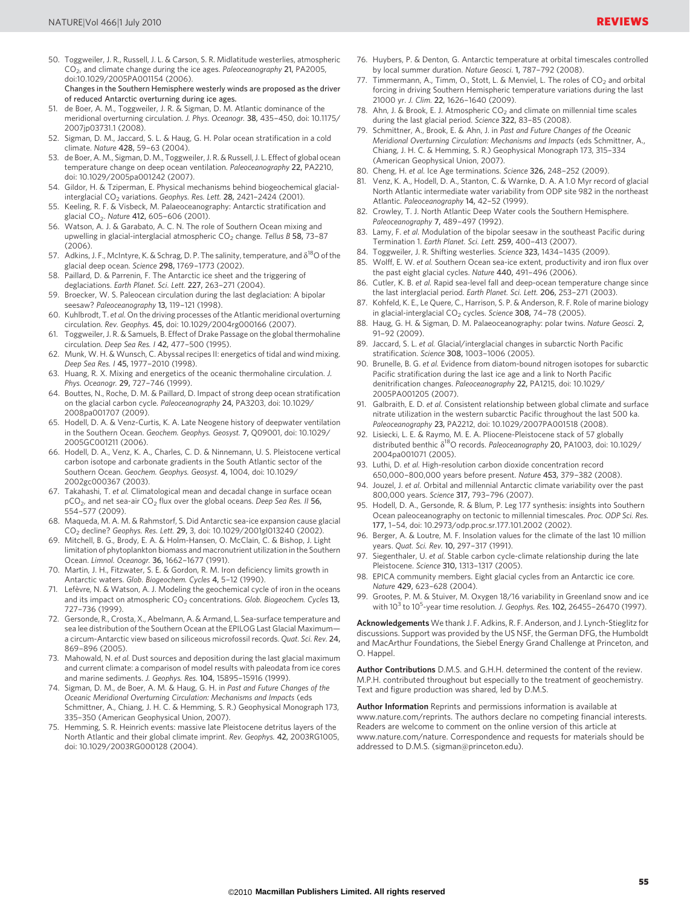50. Toggweiler, J. R., Russell, J. L. & Carson, S. R. Midlatitude westerlies, atmospheric $CO_2$, and climate change during the ice ages. *Paleoceanography* **21**, PA2005, doi:10.1029/2005PA001154 (2006).
**Changes in the Southern Hemisphere westerly winds are proposed as the driver of reduced Antarctic overturning during ice ages.**
51. de Boer, A. M., Toggweiler, J. R. & Sigman, D. M. Atlantic dominance of the meridional overturning circulation. *J. Phys. Oceanogr.* **38**, 435–450, doi: 10.1175/2007jp03731.1 (2008).
52. Sigman, D. M., Jaccard, S. L. & Haug, G. H. Polar ocean stratification in a cold climate. *Nature* **428**, 59–63 (2004).
53. de Boer, A. M., Sigman, D. M., Toggweiler, J. R. & Russell, J. L. Effect of global ocean temperature change on deep ocean ventilation. *Paleoceanography* **22**, PA2210, doi: 10.1029/2005pa001242 (2007).
54. Gildor, H. & Tziperman, E. Physical mechanisms behind biogeochemical glacial-interglacial $CO_2$ variations. *Geophys. Res. Lett.* **28**, 2421–2424 (2001).
55. Keeling, R. F. & Visbeck, M. Palaeoceanography: Antarctic stratification and glacial $CO_2$. *Nature* **412**, 605–606 (2001).
56. Watson, A. J. & Garabato, A. C. N. The role of Southern Ocean mixing and upwelling in glacial-interglacial atmospheric $CO_2$ change. *Tellus B* **58**, 73–87 (2006).
57. Adkins, J. F., McIntyre, K. & Schrag, D. P. The salinity, temperature, and $\delta^{18}O$ of the glacial deep ocean. *Science* **298**, 1769–1773 (2002).
58. Paillard, D. & Parrenin, F. The Antarctic ice sheet and the triggering of deglaciations. *Earth Planet. Sci. Lett.* **227**, 263–271 (2004).
59. Broecker, W. S. Paleocean circulation during the last deglaciation: A bipolar seesaw? *Paleoceanography* **13**, 119–121 (1998).
60. Kuhlbrodt, T. *et al.* On the driving processes of the Atlantic meridional overturning circulation. *Rev. Geophys.* **45**, doi: 10.1029/2004rg000166 (2007).
61. Toggweiler, J. R. & Samuels, B. Effect of Drake Passage on the global thermohaline circulation. *Deep Sea Res. I* **42**, 477–500 (1995).
62. Munk, W. H. & Wunsch, C. Abyssal recipes II: energetics of tidal and wind mixing. *Deep Sea Res. I* **45**, 1977–2010 (1998).
63. Huang, R. X. Mixing and energetics of the oceanic thermohaline circulation. *J. Phys. Oceanogr.* **29**, 727–746 (1999).
64. Bouttes, N., Roche, D. M. & Paillard, D. Impact of strong deep ocean stratification on the glacial carbon cycle. *Paleoceanography* **24**, PA3203, doi: 10.1029/2008pa001707 (2009).
65. Hodell, D. A. & Venz-Curtis, K. A. Late Neogene history of deepwater ventilation in the Southern Ocean. *Geochem. Geophys. Geosyst.* **7**, Q09001, doi: 10.1029/2005GC001211 (2006).
66. Hodell, D. A., Venz, K. A., Charles, C. D. & Ninnemann, U. S. Pleistocene vertical carbon isotope and carbonate gradients in the South Atlantic sector of the Southern Ocean. *Geochem. Geophys. Geosyst.* **4**, 1004, doi: 10.1029/2002gc000367 (2003).
67. Takahashi, T. *et al.* Climatological mean and decadal change in surface ocean $pCO_2$, and net sea-air $CO_2$ flux over the global oceans. *Deep Sea Res. II* **56**, 554–577 (2009).
68. Maqueda, M. A. M. & Rahmstorf, S. Did Antarctic sea-ice expansion cause glacial $CO_2$ decline? *Geophys. Res. Lett.* **29**, 3, doi: 10.1029/2001gl013240 (2002).
69. Mitchell, B. G., Brody, E. A. & Holm-Hansen, O. McClain, C. & Bishop, J. Light limitation of phytoplankton biomass and macronutrient utilization in the Southern Ocean. *Limnol. Oceanogr.* **36**, 1662–1677 (1991).
70. Martin, J. H., Fitzwater, S. E. & Gordon, R. M. Iron deficiency limits growth in Antarctic waters. *Glob. Biogeochem. Cycles* **4**, 5–12 (1990).
71. Lefèvre, N. & Watson, A. J. Modeling the geochemical cycle of iron in the oceans and its impact on atmospheric $CO_2$ concentrations. *Glob. Biogeochem. Cycles* **13**, 727–736 (1999).
72. Gersonde, R., Crosta, X., Abelmann, A. & Armand, L. Sea-surface temperature and sea lee distribution of the Southern Ocean at the EPILOG Last Glacial Maximum—a circum-Antarctic view based on siliceous microfossil records. *Quat. Sci. Rev.* **24**, 869–896 (2005).
73. Mahowald, N. *et al.* Dust sources and deposition during the last glacial maximum and current climate: a comparison of model results with paleodata from ice cores and marine sediments. *J. Geophys. Res.* **104**, 15895–15916 (1999).
74. Sigman, D. M., de Boer, A. M. & Haug, G. H. in *Past and Future Changes of the Oceanic Meridional Overturning Circulation: Mechanisms and Impacts* (eds Schmittner, A., Chiang, J. H. C. & Hemming, S. R.) Geophysical Monograph 173, 335–350 (American Geophysical Union, 2007).
75. Hemming, S. R. Heinrich events: massive late Pleistocene detritus layers of the North Atlantic and their global climate imprint. *Rev. Geophys.* **42**, 2003RG1005, doi: 10.1029/2003RG000128 (2004).
76. Huybers, P. & Denton, G. Antarctic temperature at orbital timescales controlled by local summer duration. *Nature Geosci.* **1**, 787–792 (2008).
77. Timmermann, A., Timm, O., Stott, L. & Menviel, L. The roles of $CO_2$ and orbital forcing in driving Southern Hemispheric temperature variations during the last 21000 yr. *J. Clim.* **22**, 1626–1640 (2009).
78. Ahn, J. & Brook, E. J. Atmospheric $CO_2$ and climate on millennial time scales during the last glacial period. *Science* **322**, 83–85 (2008).
79. Schmittner, A., Brook, E. & Ahn, J. in *Past and Future Changes of the Oceanic Meridional Overturning Circulation: Mechanisms and Impacts* (eds Schmittner, A., Chiang, J. H. C. & Hemming, S. R.) Geophysical Monograph 173, 315–334 (American Geophysical Union, 2007).
80. Cheng, H. *et al.* Ice Age terminations. *Science* **326**, 248–252 (2009).
81. Venz, K. A., Hodell, D. A., Stanton, C. & Warnke, D. A. A 1.0 Myr record of glacial North Atlantic intermediate water variability from ODP site 982 in the northeast Atlantic. *Paleoceanography* **14**, 42–52 (1999).
82. Crowley, T. J. North Atlantic Deep Water cools the Southern Hemisphere. *Paleoceanography* **7**, 489–497 (1992).
83. Lamy, F. *et al.* Modulation of the bipolar seesaw in the southeast Pacific during Termination 1. *Earth Planet. Sci. Lett.* **259**, 400–413 (2007).
84. Toggweiler, J. R. Shifting westerlies. *Science* **323**, 1434–1435 (2009).
85. Wolff, E. W. *et al.* Southern Ocean sea-ice extent, productivity and iron flux over the past eight glacial cycles. *Nature* **440**, 491–496 (2006).
86. Cutler, K. B. *et al.* Rapid sea-level fall and deep-ocean temperature change since the last interglacial period. *Earth Planet. Sci. Lett.* **206**, 253–271 (2003).
87. Kohfeld, K. E., Le Quere, C., Harrison, S. P. & Anderson, R. F. Role of marine biology in glacial-interglacial $CO_2$ cycles. *Science* **308**, 74–78 (2005).
88. Haug, G. H. & Sigman, D. M. Palaeoceanography: polar twins. *Nature Geosci.* **2**, 91–92 (2009).
89. Jaccard, S. L. *et al.* Glacial/interglacial changes in subarctic North Pacific stratification. *Science* **308**, 1003–1006 (2005).
90. Brunelle, B. G. *et al.* Evidence from diatom-bound nitrogen isotopes for subarctic Pacific stratification during the last ice age and a link to North Pacific denitrification changes. *Paleoceanography* **22**, PA1215, doi: 10.1029/2005PA001205 (2007).
91. Galbraith, E. D. *et al.* Consistent relationship between global climate and surface nitrate utilization in the western subarctic Pacific throughout the last 500 ka. *Paleoceanography* **23**, PA2212, doi: 10.1029/2007PA001518 (2008).
92. Lisiecki, L. E. & Raymo, M. E. A. Pliocene-Pleistocene stack of 57 globally distributed benthic $\delta^{18}O$ records. *Paleoceanography* **20**, PA1003, doi: 10.1029/2004pa001071 (2005).
93. Luthi, D. *et al.* High-resolution carbon dioxide concentration record 650,000–800,000 years before present. *Nature* **453**, 379–382 (2008).
94. Jouzel, J. *et al.* Orbital and millennial Antarctic climate variability over the past 800,000 years. *Science* **317**, 793–796 (2007).
95. Hodell, D. A., Gersonde, R. & Blum, P. Leg 177 synthesis: insights into Southern Ocean paleoceanography on tectonic to millennial timescales. *Proc. ODP Sci. Res.* **177**, 1–54, doi: 10.2973/odp.proc.sr.177.101.2002 (2002).
96. Berger, A. & Loutre, M. F. Insolation values for the climate of the last 10 million years. *Quat. Sci. Rev.* **10**, 297–317 (1991).
97. Siegenthaler, U. *et al.* Stable carbon cycle-climate relationship during the late Pleistocene. *Science* **310**, 1313–1317 (2005).
98. EPICA community members. Eight glacial cycles from an Antarctic ice core. *Nature* **429**, 623–628 (2004).
99. Grootes, P. M. & Stuiver, M. Oxygen 18/16 variability in Greenland snow and ice with $10^3$ to $10^5$-year time resolution. *J. Geophys. Res.* **102**, 26455–26470 (1997).

**Acknowledgements** We thank J. F. Adkins, R. F. Anderson, and J. Lynch-Stieglitz for discussions. Support was provided by the US NSF, the German DFG, the Humboldt and MacArthur Foundations, the Siebel Energy Grand Challenge at Princeton, and O. Happel.

**Author Contributions** D.M.S. and G.H.H. determined the content of the review. M.P.H. contributed throughout but especially to the treatment of geochemistry. Text and figure production was shared, led by D.M.S.

**Author Information** Reprints and permissions information is available at www.nature.com/reprints. The authors declare no competing financial interests. Readers are welcome to comment on the online version of this article at www.nature.com/nature. Correspondence and requests for materials should be addressed to D.M.S. (sigman@princeton.edu).